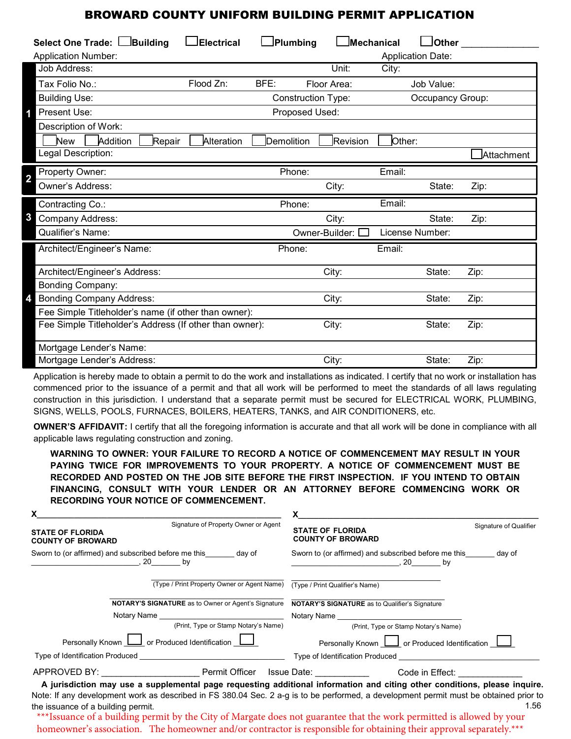# BROWARD COUNTY UNIFORM BUILDING PERMIT APPLICATION

**Select One Trade:** ☐ Building ☐ Electrical ☐ Plumbing ☐ Mechanical ☐ Other ______________

Application Number: Application Date:

| | | | | | |
|---|---|---|---|---|---|
| **1** | Job Address: | | Unit: | City: | |
| | Tax Folio No.: | Flood Zn: | BFE: | Floor Area: | Job Value: |
| | Building Use: | | Construction Type: | | Occupancy Group: |
| | Present Use: | | Proposed Used: | | |
| | Description of Work: | | | | |
| | ☐ New ☐ Addition ☐ Repair ☐ Alteration ☐ Demolition ☐ Revision ☐ Other: | | | | |
| | Legal Description: | | | | ☐ Attachment |
| **2** | Property Owner: | | Phone: | Email: | |
| | Owner's Address: | | City: | State: | Zip: |
| **3** | Contracting Co.: | | Phone: | Email: | |
| | Company Address: | | City: | State: | Zip: |
| | Qualifier's Name: | | Owner-Builder: ☐ | License Number: | |
| **4** | Architect/Engineer's Name: | | Phone: | Email: | |
| | Architect/Engineer's Address: | | City: | State: | Zip: |
| | Bonding Company: | | | | |
| | Bonding Company Address: | | City: | State: | Zip: |
| | Fee Simple Titleholder's name (if other than owner): | | | | |
| | Fee Simple Titleholder's Address (If other than owner): | | City: | State: | Zip: |
| | Mortgage Lender's Name: | | | | |
| | Mortgage Lender's Address: | | City: | State: | Zip: |

Application is hereby made to obtain a permit to do the work and installations as indicated. I certify that no work or installation has commenced prior to the issuance of a permit and that all work will be performed to meet the standards of all laws regulating construction in this jurisdiction. I understand that a separate permit must be secured for ELECTRICAL WORK, PLUMBING, SIGNS, WELLS, POOLS, FURNACES, BOILERS, HEATERS, TANKS, and AIR CONDITIONERS, etc.

**OWNER'S AFFIDAVIT:** I certify that all the foregoing information is accurate and that all work will be done in compliance with all applicable laws regulating construction and zoning.

**WARNING TO OWNER: YOUR FAILURE TO RECORD A NOTICE OF COMMENCEMENT MAY RESULT IN YOUR PAYING TWICE FOR IMPROVEMENTS TO YOUR PROPERTY. A NOTICE OF COMMENCEMENT MUST BE RECORDED AND POSTED ON THE JOB SITE BEFORE THE FIRST INSPECTION. IF YOU INTEND TO OBTAIN FINANCING, CONSULT WITH YOUR LENDER OR AN ATTORNEY BEFORE COMMENCING WORK OR RECORDING YOUR NOTICE OF COMMENCEMENT.**

X______________________________________________
Signature of Property Owner or Agent

**STATE OF FLORIDA**
**COUNTY OF BROWARD**

Sworn to (or affirmed) and subscribed before me this_______ day of ________________________, 20_______ by

______________________________
(Type / Print Property Owner or Agent Name)

______________________________
**NOTARY'S SIGNATURE** as to Owner or Agent's Signature

Notary Name ______________________________
(Print, Type or Stamp Notary's Name)

Personally Known ☐ or Produced Identification ☐

Type of Identification Produced ______________________________

X______________________________________________
Signature of Qualifier

**STATE OF FLORIDA**
**COUNTY OF BROWARD**

Sworn to (or affirmed) and subscribed before me this_______ day of ________________________, 20_______ by

______________________________
(Type / Print Qualifier's Name)

______________________________
**NOTARY'S SIGNATURE** as to Qualifier's Signature

Notary Name ______________________________
(Print, Type or Stamp Notary's Name)

Personally Known ☐ or Produced Identification ☐

Type of Identification Produced ______________________________

APPROVED BY: ____________________ Permit Officer Issue Date: ___________ Code in Effect: _____________

**A jurisdiction may use a supplemental page requesting additional information and citing other conditions, please inquire.**

Note: If any development work as described in FS 380.04 Sec. 2 a-g is to be performed, a development permit must be obtained prior to the issuance of a building permit. 1.56

***Issuance of a building permit by the City of Margate does not guarantee that the work permitted is allowed by your homeowner's association. The homeowner and/or contractor is responsible for obtaining their approval separately.***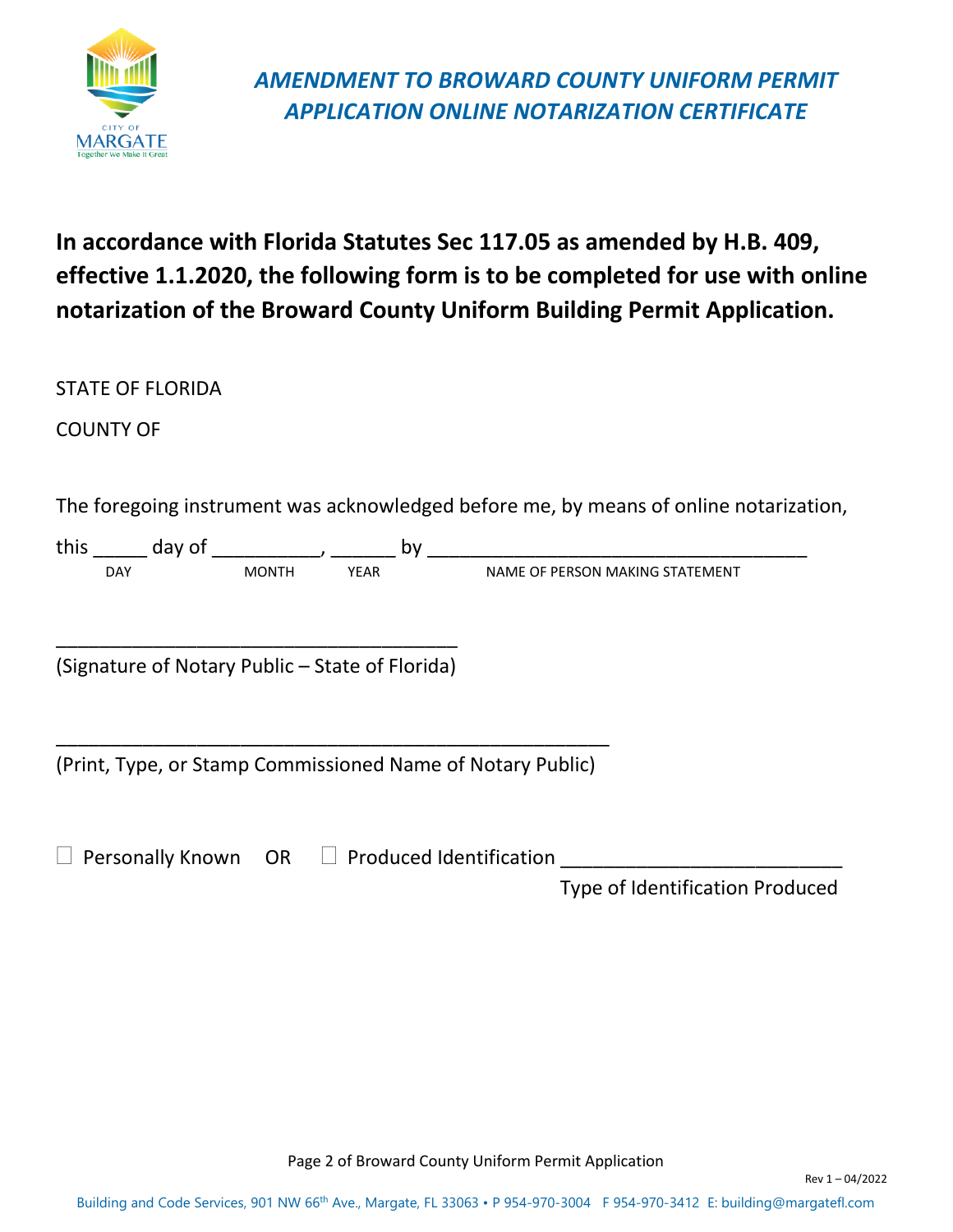## *AMENDMENT TO BROWARD COUNTY UNIFORM PERMIT APPLICATION ONLINE NOTARIZATION CERTIFICATE*

**In accordance with Florida Statutes Sec 117.05 as amended by H.B. 409, effective 1.1.2020, the following form is to be completed for use with online notarization of the Broward County Uniform Building Permit Application.**

STATE OF FLORIDA

COUNTY OF

The foregoing instrument was acknowledged before me, by means of online notarization,

this _____ day of __________, ______ by ____________________________________
DAY MONTH YEAR NAME OF PERSON MAKING STATEMENT

______________________________________
(Signature of Notary Public – State of Florida)

____________________________________________________
(Print, Type, or Stamp Commissioned Name of Notary Public)

☐ Personally Known OR ☐ Produced Identification __________________________
Type of Identification Produced

Rev 1 – 04/2022

Building and Code Services, 901 NW 66th Ave., Margate, FL 33063 • P 954-970-3004 F 954-970-3412 E: building@margatefl.com